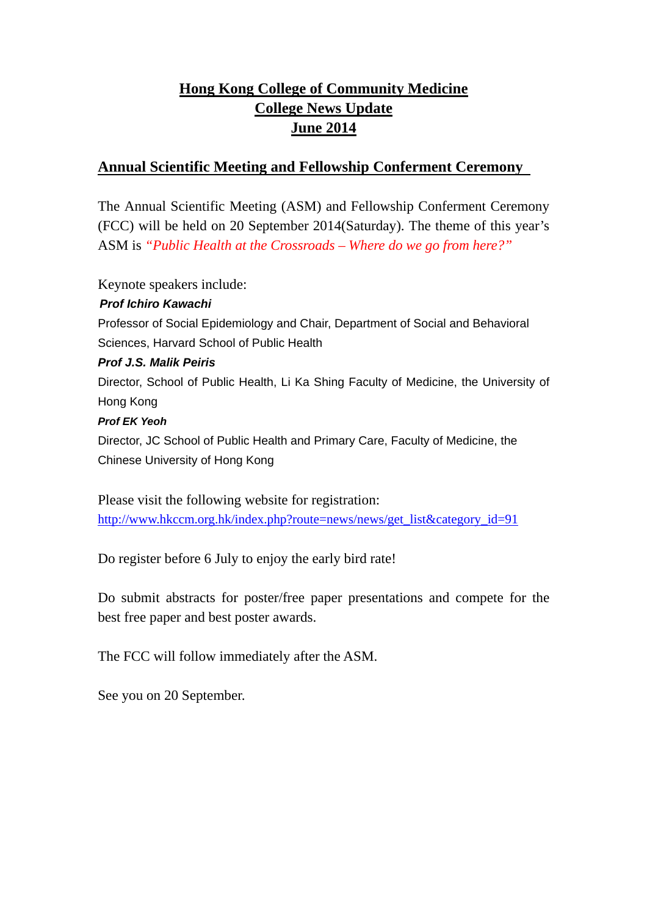# Hong Kong College of Community Medicine
# College News Update
# June 2014

## Annual Scientific Meeting and Fellowship Conferment Ceremony

The Annual Scientific Meeting (ASM) and Fellowship Conferment Ceremony (FCC) will be held on 20 September 2014(Saturday). The theme of this year's ASM is *"Public Health at the Crossroads – Where do we go from here?"*

Keynote speakers include:

***Prof Ichiro Kawachi***

Professor of Social Epidemiology and Chair, Department of Social and Behavioral Sciences, Harvard School of Public Health

***Prof J.S. Malik Peiris***

Director, School of Public Health, Li Ka Shing Faculty of Medicine, the University of Hong Kong

***Prof EK Yeoh***

Director, JC School of Public Health and Primary Care, Faculty of Medicine, the Chinese University of Hong Kong

Please visit the following website for registration:
http://www.hkccm.org.hk/index.php?route=news/news/get_list&category_id=91

Do register before 6 July to enjoy the early bird rate!

Do submit abstracts for poster/free paper presentations and compete for the best free paper and best poster awards.

The FCC will follow immediately after the ASM.

See you on 20 September.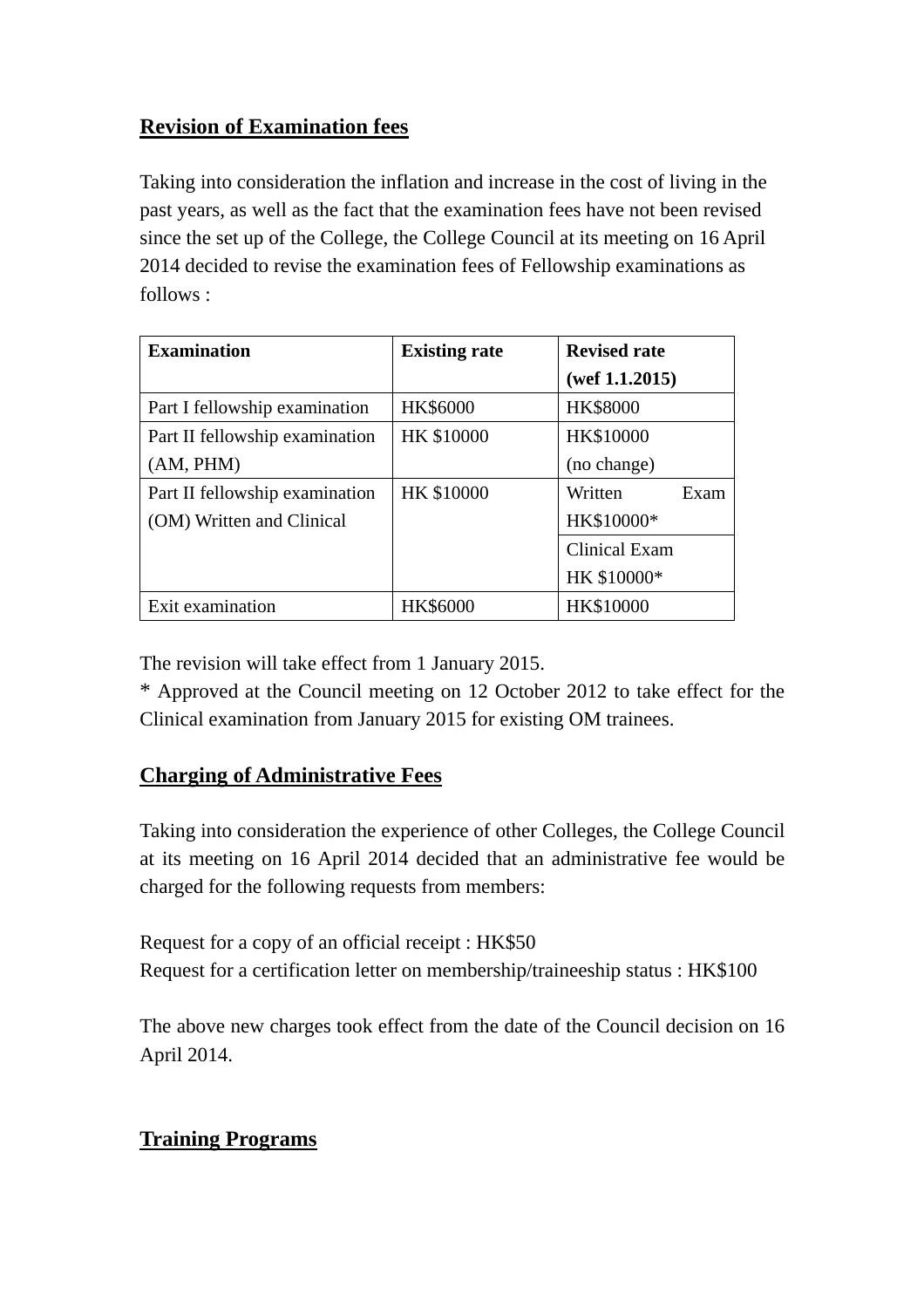## Revision of Examination fees

Taking into consideration the inflation and increase in the cost of living in the past years, as well as the fact that the examination fees have not been revised since the set up of the College, the College Council at its meeting on 16 April 2014 decided to revise the examination fees of Fellowship examinations as follows :

| Examination | Existing rate | Revised rate (wef 1.1.2015) |
|---|---|---|
| Part I fellowship examination | HK$6000 | HK$8000 |
| Part II fellowship examination (AM, PHM) | HK $10000 | HK$10000 (no change) |
| Part II fellowship examination (OM) Written and Clinical | HK $10000 | Written Exam HK$10000* |
| | | Clinical Exam HK $10000* |
| Exit examination | HK$6000 | HK$10000 |

The revision will take effect from 1 January 2015.
* Approved at the Council meeting on 12 October 2012 to take effect for the Clinical examination from January 2015 for existing OM trainees.

## Charging of Administrative Fees

Taking into consideration the experience of other Colleges, the College Council at its meeting on 16 April 2014 decided that an administrative fee would be charged for the following requests from members:

Request for a copy of an official receipt : HK$50
Request for a certification letter on membership/traineeship status : HK$100

The above new charges took effect from the date of the Council decision on 16 April 2014.

## Training Programs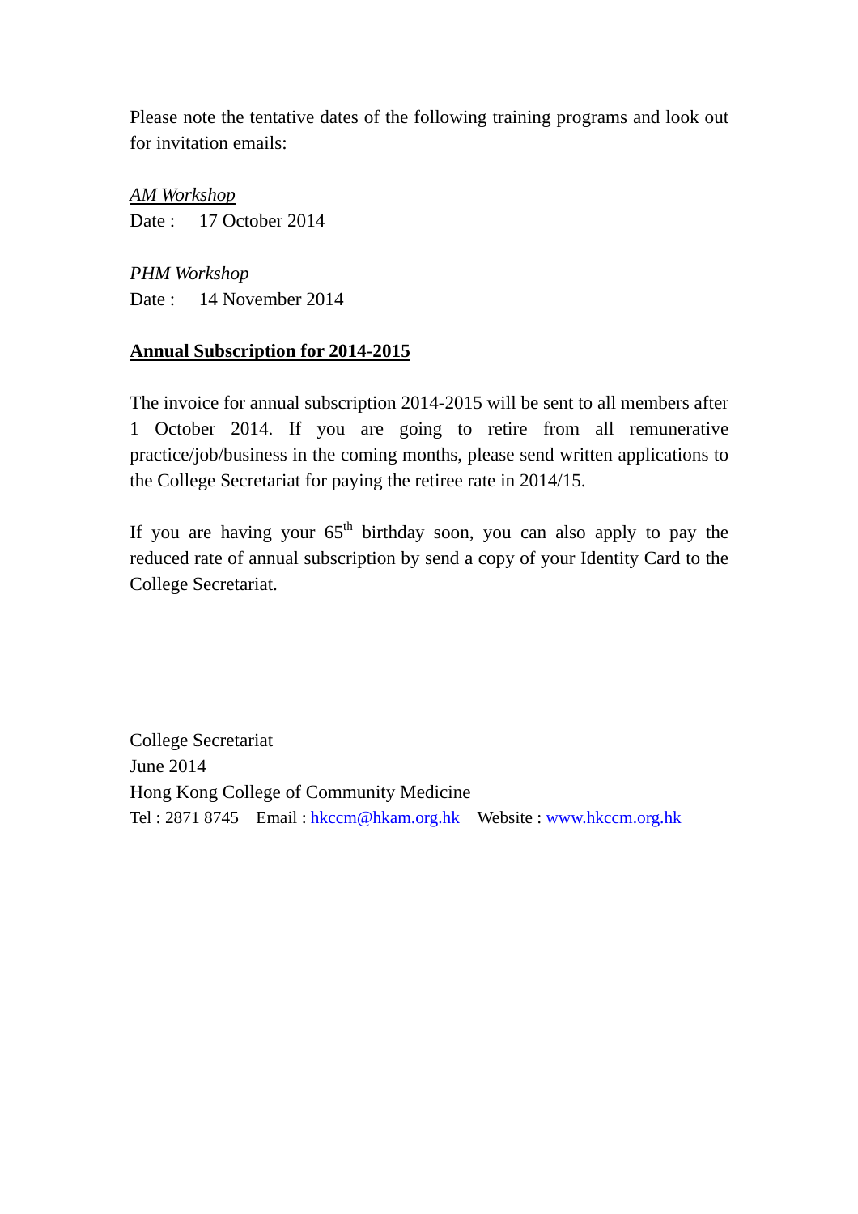Please note the tentative dates of the following training programs and look out for invitation emails:

*AM Workshop*
Date : 17 October 2014

*PHM Workshop*
Date : 14 November 2014

**Annual Subscription for 2014-2015**

The invoice for annual subscription 2014-2015 will be sent to all members after 1 October 2014. If you are going to retire from all remunerative practice/job/business in the coming months, please send written applications to the College Secretariat for paying the retiree rate in 2014/15.

If you are having your 65th birthday soon, you can also apply to pay the reduced rate of annual subscription by send a copy of your Identity Card to the College Secretariat.

College Secretariat
June 2014
Hong Kong College of Community Medicine
Tel : 2871 8745 Email : hkccm@hkam.org.hk Website : www.hkccm.org.hk